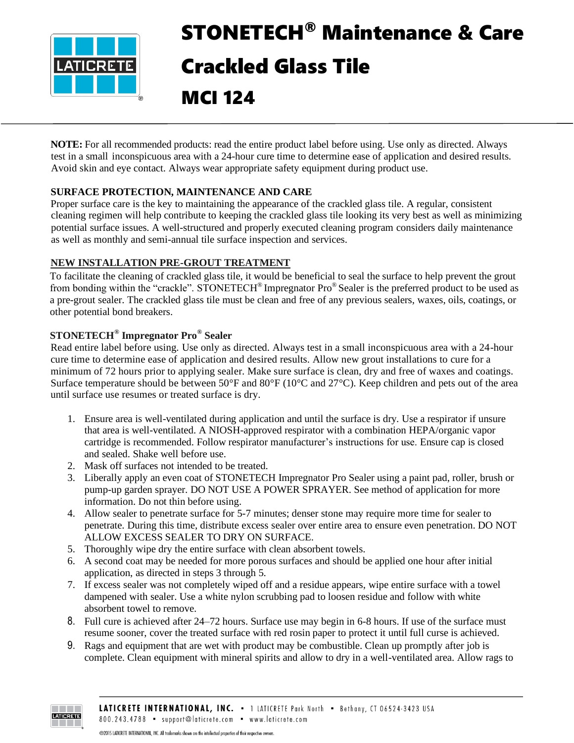# STONETECH® Maintenance & Care

# Crackled Glass Tile

# MCI 124

**NOTE:** For all recommended products: read the entire product label before using. Use only as directed. Always test in a small inconspicuous area with a 24-hour cure time to determine ease of application and desired results. Avoid skin and eye contact. Always wear appropriate safety equipment during product use.

**SURFACE PROTECTION, MAINTENANCE AND CARE**

Proper surface care is the key to maintaining the appearance of the crackled glass tile. A regular, consistent cleaning regimen will help contribute to keeping the crackled glass tile looking its very best as well as minimizing potential surface issues. A well-structured and properly executed cleaning program considers daily maintenance as well as monthly and semi-annual tile surface inspection and services.

**NEW INSTALLATION PRE-GROUT TREATMENT**

To facilitate the cleaning of crackled glass tile, it would be beneficial to seal the surface to help prevent the grout from bonding within the "crackle". STONETECH® Impregnator Pro® Sealer is the preferred product to be used as a pre-grout sealer. The crackled glass tile must be clean and free of any previous sealers, waxes, oils, coatings, or other potential bond breakers.

**STONETECH® Impregnator Pro® Sealer**

Read entire label before using. Use only as directed. Always test in a small inconspicuous area with a 24-hour cure time to determine ease of application and desired results. Allow new grout installations to cure for a minimum of 72 hours prior to applying sealer. Make sure surface is clean, dry and free of waxes and coatings. Surface temperature should be between 50°F and 80°F (10°C and 27°C). Keep children and pets out of the area until surface use resumes or treated surface is dry.

1. Ensure area is well-ventilated during application and until the surface is dry. Use a respirator if unsure that area is well-ventilated. A NIOSH-approved respirator with a combination HEPA/organic vapor cartridge is recommended. Follow respirator manufacturer's instructions for use. Ensure cap is closed and sealed. Shake well before use.
2. Mask off surfaces not intended to be treated.
3. Liberally apply an even coat of STONETECH Impregnator Pro Sealer using a paint pad, roller, brush or pump-up garden sprayer. DO NOT USE A POWER SPRAYER. See method of application for more information. Do not thin before using.
4. Allow sealer to penetrate surface for 5-7 minutes; denser stone may require more time for sealer to penetrate. During this time, distribute excess sealer over entire area to ensure even penetration. DO NOT ALLOW EXCESS SEALER TO DRY ON SURFACE.
5. Thoroughly wipe dry the entire surface with clean absorbent towels.
6. A second coat may be needed for more porous surfaces and should be applied one hour after initial application, as directed in steps 3 through 5.
7. If excess sealer was not completely wiped off and a residue appears, wipe entire surface with a towel dampened with sealer. Use a white nylon scrubbing pad to loosen residue and follow with white absorbent towel to remove.
8. Full cure is achieved after 24–72 hours. Surface use may begin in 6-8 hours. If use of the surface must resume sooner, cover the treated surface with red rosin paper to protect it until full curse is achieved.
9. Rags and equipment that are wet with product may be combustible. Clean up promptly after job is complete. Clean equipment with mineral spirits and allow to dry in a well-ventilated area. Allow rags to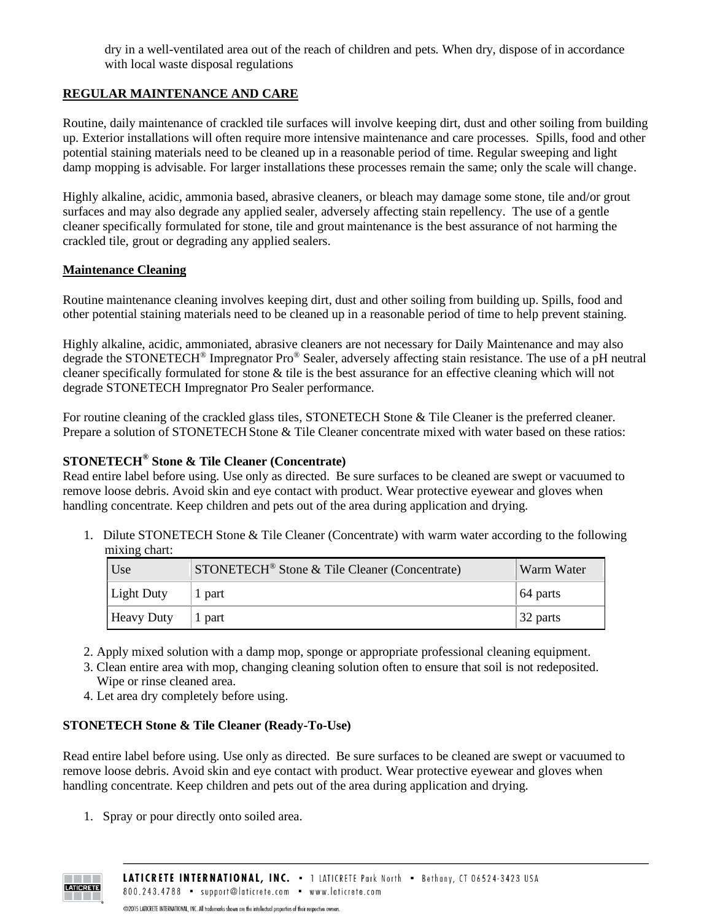dry in a well-ventilated area out of the reach of children and pets. When dry, dispose of in accordance with local waste disposal regulations

## REGULAR MAINTENANCE AND CARE

Routine, daily maintenance of crackled tile surfaces will involve keeping dirt, dust and other soiling from building up. Exterior installations will often require more intensive maintenance and care processes. Spills, food and other potential staining materials need to be cleaned up in a reasonable period of time. Regular sweeping and light damp mopping is advisable. For larger installations these processes remain the same; only the scale will change.

Highly alkaline, acidic, ammonia based, abrasive cleaners, or bleach may damage some stone, tile and/or grout surfaces and may also degrade any applied sealer, adversely affecting stain repellency. The use of a gentle cleaner specifically formulated for stone, tile and grout maintenance is the best assurance of not harming the crackled tile, grout or degrading any applied sealers.

### Maintenance Cleaning

Routine maintenance cleaning involves keeping dirt, dust and other soiling from building up. Spills, food and other potential staining materials need to be cleaned up in a reasonable period of time to help prevent staining.

Highly alkaline, acidic, ammoniated, abrasive cleaners are not necessary for Daily Maintenance and may also degrade the STONETECH® Impregnator Pro® Sealer, adversely affecting stain resistance. The use of a pH neutral cleaner specifically formulated for stone & tile is the best assurance for an effective cleaning which will not degrade STONETECH Impregnator Pro Sealer performance.

For routine cleaning of the crackled glass tiles, STONETECH Stone & Tile Cleaner is the preferred cleaner. Prepare a solution of STONETECH Stone & Tile Cleaner concentrate mixed with water based on these ratios:

**STONETECH® Stone & Tile Cleaner (Concentrate)**
Read entire label before using. Use only as directed. Be sure surfaces to be cleaned are swept or vacuumed to remove loose debris. Avoid skin and eye contact with product. Wear protective eyewear and gloves when handling concentrate. Keep children and pets out of the area during application and drying.

1. Dilute STONETECH Stone & Tile Cleaner (Concentrate) with warm water according to the following mixing chart:

| Use | STONETECH® Stone & Tile Cleaner (Concentrate) | Warm Water |
|---|---|---|
| Light Duty | 1 part | 64 parts |
| Heavy Duty | 1 part | 32 parts |

2. Apply mixed solution with a damp mop, sponge or appropriate professional cleaning equipment.
3. Clean entire area with mop, changing cleaning solution often to ensure that soil is not redeposited. Wipe or rinse cleaned area.
4. Let area dry completely before using.

**STONETECH Stone & Tile Cleaner (Ready-To-Use)**

Read entire label before using. Use only as directed. Be sure surfaces to be cleaned are swept or vacuumed to remove loose debris. Avoid skin and eye contact with product. Wear protective eyewear and gloves when handling concentrate. Keep children and pets out of the area during application and drying.

1. Spray or pour directly onto soiled area.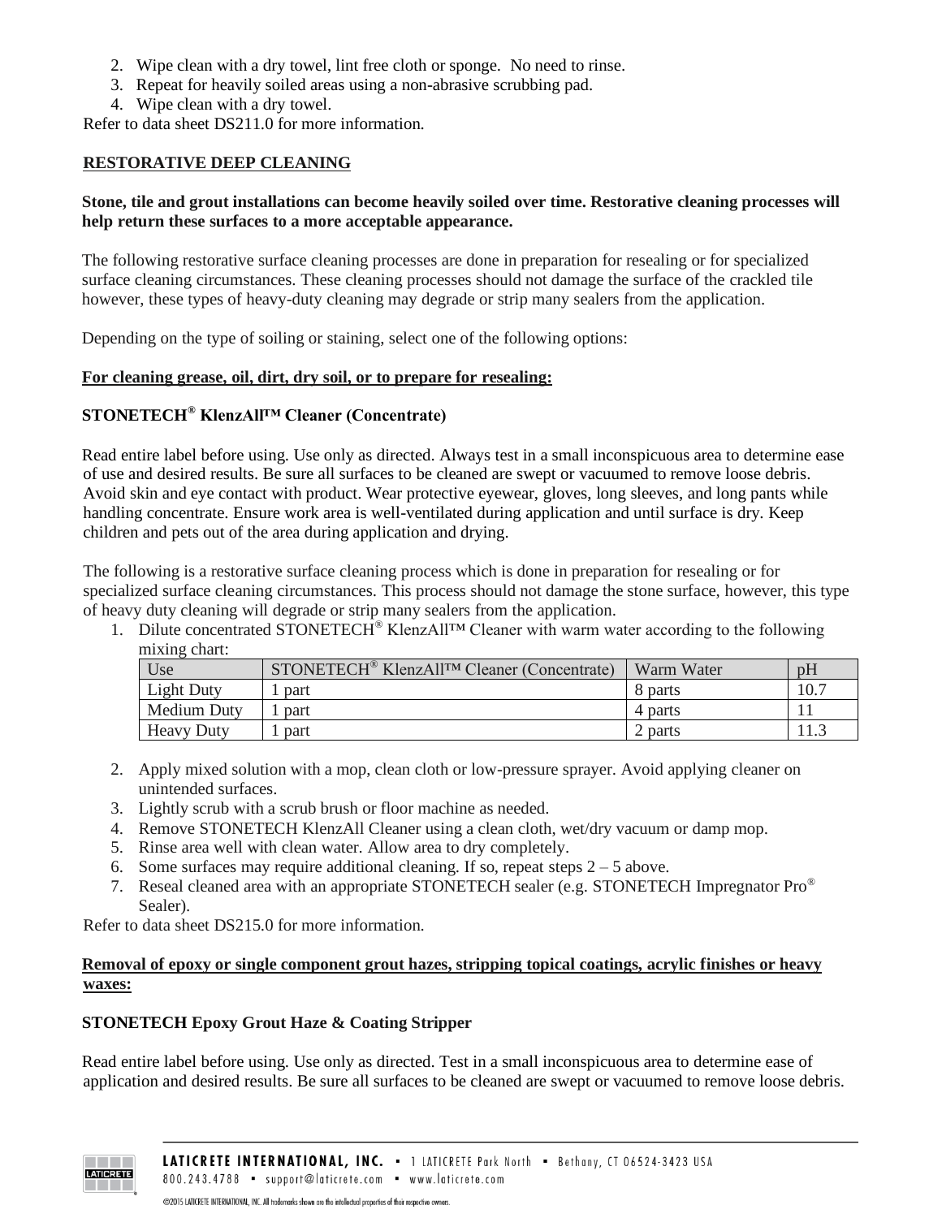2. Wipe clean with a dry towel, lint free cloth or sponge. No need to rinse.
3. Repeat for heavily soiled areas using a non-abrasive scrubbing pad.
4. Wipe clean with a dry towel.

Refer to data sheet DS211.0 for more information.

## RESTORATIVE DEEP CLEANING

**Stone, tile and grout installations can become heavily soiled over time. Restorative cleaning processes will help return these surfaces to a more acceptable appearance.**

The following restorative surface cleaning processes are done in preparation for resealing or for specialized surface cleaning circumstances. These cleaning processes should not damage the surface of the crackled tile however, these types of heavy-duty cleaning may degrade or strip many sealers from the application.

Depending on the type of soiling or staining, select one of the following options:

**For cleaning grease, oil, dirt, dry soil, or to prepare for resealing:**

### STONETECH® KlenzAll™ Cleaner (Concentrate)

Read entire label before using. Use only as directed. Always test in a small inconspicuous area to determine ease of use and desired results. Be sure all surfaces to be cleaned are swept or vacuumed to remove loose debris. Avoid skin and eye contact with product. Wear protective eyewear, gloves, long sleeves, and long pants while handling concentrate. Ensure work area is well-ventilated during application and until surface is dry. Keep children and pets out of the area during application and drying.

The following is a restorative surface cleaning process which is done in preparation for resealing or for specialized surface cleaning circumstances. This process should not damage the stone surface, however, this type of heavy duty cleaning will degrade or strip many sealers from the application.

1. Dilute concentrated STONETECH® KlenzAll™ Cleaner with warm water according to the following mixing chart:

| Use | STONETECH® KlenzAll™ Cleaner (Concentrate) | Warm Water | pH |
|---|---|---|---|
| Light Duty | 1 part | 8 parts | 10.7 |
| Medium Duty | 1 part | 4 parts | 11 |
| Heavy Duty | 1 part | 2 parts | 11.3 |

2. Apply mixed solution with a mop, clean cloth or low-pressure sprayer. Avoid applying cleaner on unintended surfaces.
3. Lightly scrub with a scrub brush or floor machine as needed.
4. Remove STONETECH KlenzAll Cleaner using a clean cloth, wet/dry vacuum or damp mop.
5. Rinse area well with clean water. Allow area to dry completely.
6. Some surfaces may require additional cleaning. If so, repeat steps 2 – 5 above.
7. Reseal cleaned area with an appropriate STONETECH sealer (e.g. STONETECH Impregnator Pro® Sealer).

Refer to data sheet DS215.0 for more information.

**Removal of epoxy or single component grout hazes, stripping topical coatings, acrylic finishes or heavy waxes:**

### STONETECH Epoxy Grout Haze & Coating Stripper

Read entire label before using. Use only as directed. Test in a small inconspicuous area to determine ease of application and desired results. Be sure all surfaces to be cleaned are swept or vacuumed to remove loose debris.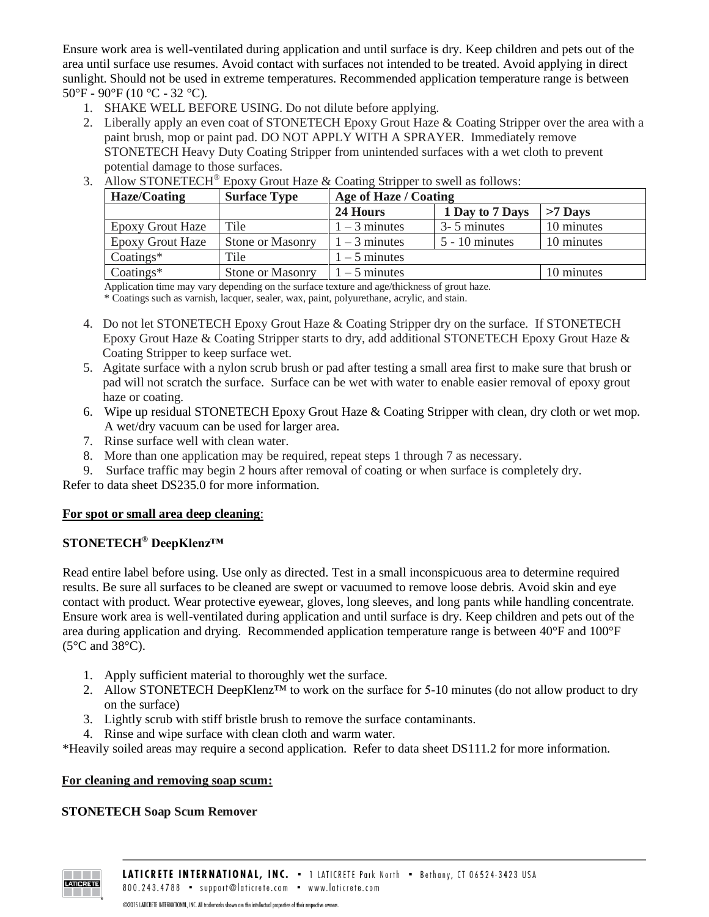Ensure work area is well-ventilated during application and until surface is dry. Keep children and pets out of the area until surface use resumes. Avoid contact with surfaces not intended to be treated. Avoid applying in direct sunlight. Should not be used in extreme temperatures. Recommended application temperature range is between 50°F - 90°F (10 °C - 32 °C).

1. SHAKE WELL BEFORE USING. Do not dilute before applying.
2. Liberally apply an even coat of STONETECH Epoxy Grout Haze & Coating Stripper over the area with a paint brush, mop or paint pad. DO NOT APPLY WITH A SPRAYER. Immediately remove STONETECH Heavy Duty Coating Stripper from unintended surfaces with a wet cloth to prevent potential damage to those surfaces.
3. Allow STONETECH® Epoxy Grout Haze & Coating Stripper to swell as follows:

| Haze/Coating | Surface Type | Age of Haze / Coating | | |
|---|---|---|---|---|
| | | **24 Hours** | **1 Day to 7 Days** | **>7 Days** |
| Epoxy Grout Haze | Tile | 1 – 3 minutes | 3- 5 minutes | 10 minutes |
| Epoxy Grout Haze | Stone or Masonry | 1 – 3 minutes | 5 - 10 minutes | 10 minutes |
| Coatings* | Tile | 1 – 5 minutes | | |
| Coatings* | Stone or Masonry | 1 – 5 minutes | | 10 minutes |

Application time may vary depending on the surface texture and age/thickness of grout haze.
\* Coatings such as varnish, lacquer, sealer, wax, paint, polyurethane, acrylic, and stain.

4. Do not let STONETECH Epoxy Grout Haze & Coating Stripper dry on the surface. If STONETECH Epoxy Grout Haze & Coating Stripper starts to dry, add additional STONETECH Epoxy Grout Haze & Coating Stripper to keep surface wet.
5. Agitate surface with a nylon scrub brush or pad after testing a small area first to make sure that brush or pad will not scratch the surface. Surface can be wet with water to enable easier removal of epoxy grout haze or coating.
6. Wipe up residual STONETECH Epoxy Grout Haze & Coating Stripper with clean, dry cloth or wet mop. A wet/dry vacuum can be used for larger area.
7. Rinse surface well with clean water.
8. More than one application may be required, repeat steps 1 through 7 as necessary.
9. Surface traffic may begin 2 hours after removal of coating or when surface is completely dry.

Refer to data sheet DS235.0 for more information.

**<u>For spot or small area deep cleaning</u>**:

**STONETECH® DeepKlenz™**

Read entire label before using. Use only as directed. Test in a small inconspicuous area to determine required results. Be sure all surfaces to be cleaned are swept or vacuumed to remove loose debris. Avoid skin and eye contact with product. Wear protective eyewear, gloves, long sleeves, and long pants while handling concentrate. Ensure work area is well-ventilated during application and until surface is dry. Keep children and pets out of the area during application and drying. Recommended application temperature range is between 40°F and 100°F (5°C and 38°C).

1. Apply sufficient material to thoroughly wet the surface.
2. Allow STONETECH DeepKlenz™ to work on the surface for 5-10 minutes (do not allow product to dry on the surface)
3. Lightly scrub with stiff bristle brush to remove the surface contaminants.
4. Rinse and wipe surface with clean cloth and warm water.

*Heavily soiled areas may require a second application. Refer to data sheet DS111.2 for more information.

**<u>For cleaning and removing soap scum:</u>**

**STONETECH Soap Scum Remover**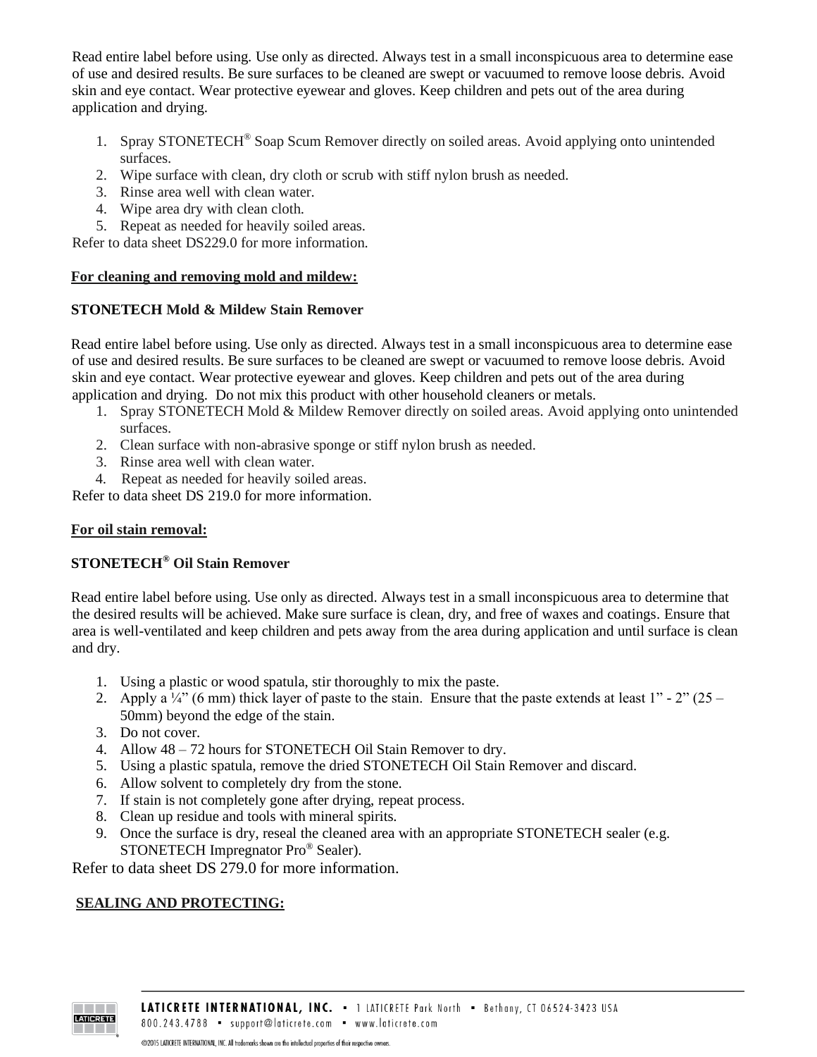Read entire label before using. Use only as directed. Always test in a small inconspicuous area to determine ease of use and desired results. Be sure surfaces to be cleaned are swept or vacuumed to remove loose debris. Avoid skin and eye contact. Wear protective eyewear and gloves. Keep children and pets out of the area during application and drying.

1. Spray STONETECH® Soap Scum Remover directly on soiled areas. Avoid applying onto unintended surfaces.
2. Wipe surface with clean, dry cloth or scrub with stiff nylon brush as needed.
3. Rinse area well with clean water.
4. Wipe area dry with clean cloth.
5. Repeat as needed for heavily soiled areas.

Refer to data sheet DS229.0 for more information.

**For cleaning and removing mold and mildew:**

**STONETECH Mold & Mildew Stain Remover**

Read entire label before using. Use only as directed. Always test in a small inconspicuous area to determine ease of use and desired results. Be sure surfaces to be cleaned are swept or vacuumed to remove loose debris. Avoid skin and eye contact. Wear protective eyewear and gloves. Keep children and pets out of the area during application and drying. Do not mix this product with other household cleaners or metals.

1. Spray STONETECH Mold & Mildew Remover directly on soiled areas. Avoid applying onto unintended surfaces.
2. Clean surface with non-abrasive sponge or stiff nylon brush as needed.
3. Rinse area well with clean water.
4. Repeat as needed for heavily soiled areas.

Refer to data sheet DS 219.0 for more information.

**For oil stain removal:**

**STONETECH® Oil Stain Remover**

Read entire label before using. Use only as directed. Always test in a small inconspicuous area to determine that the desired results will be achieved. Make sure surface is clean, dry, and free of waxes and coatings. Ensure that area is well-ventilated and keep children and pets away from the area during application and until surface is clean and dry.

1. Using a plastic or wood spatula, stir thoroughly to mix the paste.
2. Apply a ¼" (6 mm) thick layer of paste to the stain. Ensure that the paste extends at least 1" - 2" (25 – 50mm) beyond the edge of the stain.
3. Do not cover.
4. Allow 48 – 72 hours for STONETECH Oil Stain Remover to dry.
5. Using a plastic spatula, remove the dried STONETECH Oil Stain Remover and discard.
6. Allow solvent to completely dry from the stone.
7. If stain is not completely gone after drying, repeat process.
8. Clean up residue and tools with mineral spirits.
9. Once the surface is dry, reseal the cleaned area with an appropriate STONETECH sealer (e.g. STONETECH Impregnator Pro® Sealer).

Refer to data sheet DS 279.0 for more information.

**SEALING AND PROTECTING:**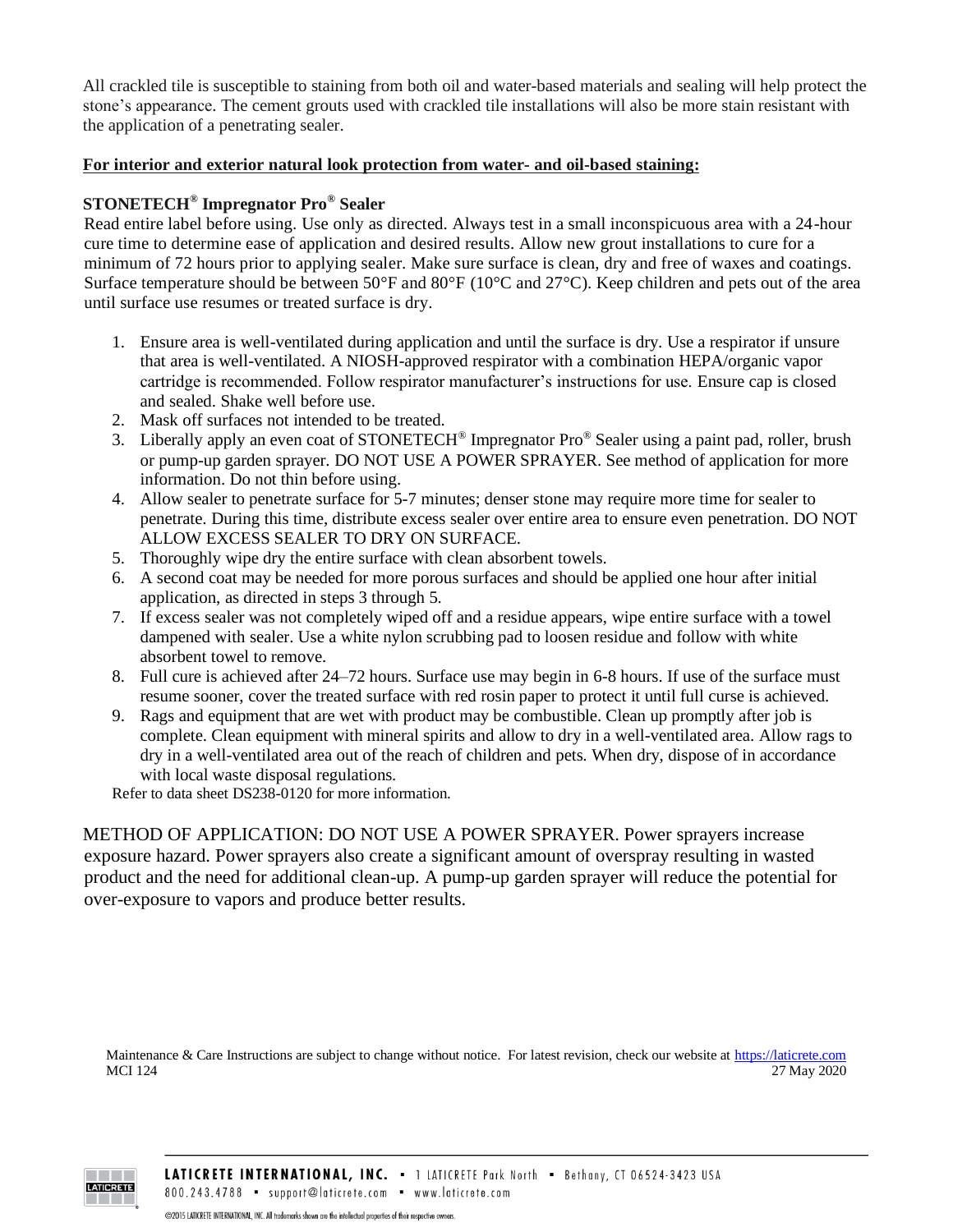All crackled tile is susceptible to staining from both oil and water-based materials and sealing will help protect the stone's appearance. The cement grouts used with crackled tile installations will also be more stain resistant with the application of a penetrating sealer.

**For interior and exterior natural look protection from water- and oil-based staining:**

**STONETECH® Impregnator Pro® Sealer**

Read entire label before using. Use only as directed. Always test in a small inconspicuous area with a 24-hour cure time to determine ease of application and desired results. Allow new grout installations to cure for a minimum of 72 hours prior to applying sealer. Make sure surface is clean, dry and free of waxes and coatings. Surface temperature should be between 50°F and 80°F (10°C and 27°C). Keep children and pets out of the area until surface use resumes or treated surface is dry.

1. Ensure area is well-ventilated during application and until the surface is dry. Use a respirator if unsure that area is well-ventilated. A NIOSH-approved respirator with a combination HEPA/organic vapor cartridge is recommended. Follow respirator manufacturer's instructions for use. Ensure cap is closed and sealed. Shake well before use.
2. Mask off surfaces not intended to be treated.
3. Liberally apply an even coat of STONETECH® Impregnator Pro® Sealer using a paint pad, roller, brush or pump-up garden sprayer. DO NOT USE A POWER SPRAYER. See method of application for more information. Do not thin before using.
4. Allow sealer to penetrate surface for 5-7 minutes; denser stone may require more time for sealer to penetrate. During this time, distribute excess sealer over entire area to ensure even penetration. DO NOT ALLOW EXCESS SEALER TO DRY ON SURFACE.
5. Thoroughly wipe dry the entire surface with clean absorbent towels.
6. A second coat may be needed for more porous surfaces and should be applied one hour after initial application, as directed in steps 3 through 5.
7. If excess sealer was not completely wiped off and a residue appears, wipe entire surface with a towel dampened with sealer. Use a white nylon scrubbing pad to loosen residue and follow with white absorbent towel to remove.
8. Full cure is achieved after 24–72 hours. Surface use may begin in 6-8 hours. If use of the surface must resume sooner, cover the treated surface with red rosin paper to protect it until full curse is achieved.
9. Rags and equipment that are wet with product may be combustible. Clean up promptly after job is complete. Clean equipment with mineral spirits and allow to dry in a well-ventilated area. Allow rags to dry in a well-ventilated area out of the reach of children and pets. When dry, dispose of in accordance with local waste disposal regulations.

Refer to data sheet DS238-0120 for more information.

METHOD OF APPLICATION: DO NOT USE A POWER SPRAYER. Power sprayers increase exposure hazard. Power sprayers also create a significant amount of overspray resulting in wasted product and the need for additional clean-up. A pump-up garden sprayer will reduce the potential for over-exposure to vapors and produce better results.

Maintenance & Care Instructions are subject to change without notice. For latest revision, check our website at https://laticrete.com
MCI 124 27 May 2020

**LATICRETE INTERNATIONAL, INC.** ▪ 1 LATICRETE Park North ▪ Bethany, CT 06524-3423 USA
800.243.4788 ▪ support@laticrete.com ▪ www.laticrete.com

©2015 LATICRETE INTERNATIONAL, INC. All trademarks shown are the intellectual properties of their respective owners.